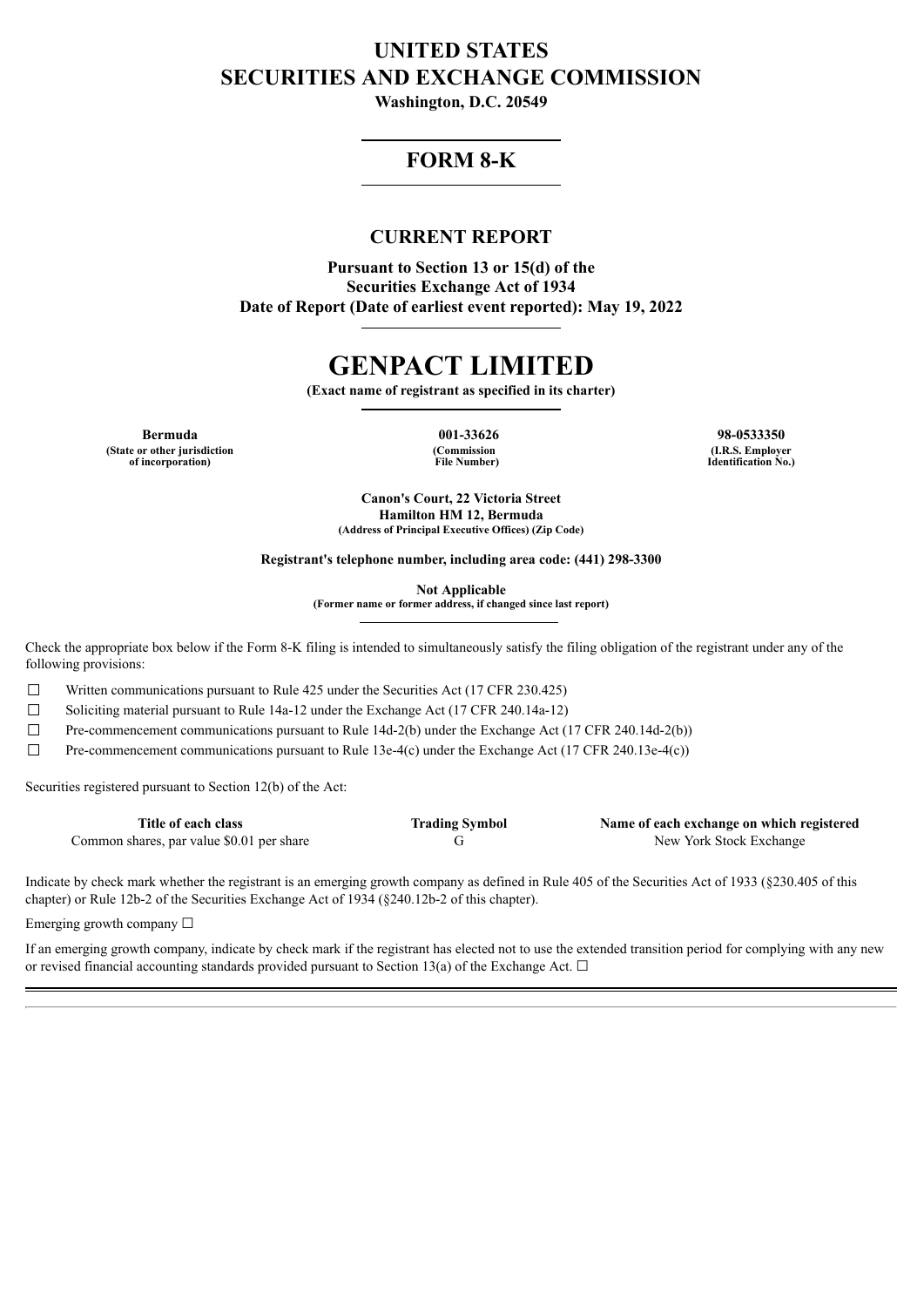# UNITED STATES
# SECURITIES AND EXCHANGE COMMISSION

**Washington, D.C. 20549**

---

## FORM 8-K

---

### CURRENT REPORT

**Pursuant to Section 13 or 15(d) of the Securities Exchange Act of 1934**

**Date of Report (Date of earliest event reported): May 19, 2022**

---

# GENPACT LIMITED

**(Exact name of registrant as specified in its charter)**

---

| | | |
|---|---|---|
| **Bermuda** | **001-33626** | **98-0533350** |
| **(State or other jurisdiction of incorporation)** | **(Commission File Number)** | **(I.R.S. Employer Identification No.)** |

**Canon's Court, 22 Victoria Street**
**Hamilton HM 12, Bermuda**
**(Address of Principal Executive Offices) (Zip Code)**

**Registrant's telephone number, including area code: (441) 298-3300**

**Not Applicable**
**(Former name or former address, if changed since last report)**

---

Check the appropriate box below if the Form 8-K filing is intended to simultaneously satisfy the filing obligation of the registrant under any of the following provisions:

☐ Written communications pursuant to Rule 425 under the Securities Act (17 CFR 230.425)

☐ Soliciting material pursuant to Rule 14a-12 under the Exchange Act (17 CFR 240.14a-12)

☐ Pre-commencement communications pursuant to Rule 14d-2(b) under the Exchange Act (17 CFR 240.14d-2(b))

☐ Pre-commencement communications pursuant to Rule 13e-4(c) under the Exchange Act (17 CFR 240.13e-4(c))

Securities registered pursuant to Section 12(b) of the Act:

| Title of each class | Trading Symbol | Name of each exchange on which registered |
|---|---|---|
| Common shares, par value $0.01 per share | G | New York Stock Exchange |

Indicate by check mark whether the registrant is an emerging growth company as defined in Rule 405 of the Securities Act of 1933 (§230.405 of this chapter) or Rule 12b-2 of the Securities Exchange Act of 1934 (§240.12b-2 of this chapter).

Emerging growth company ☐

If an emerging growth company, indicate by check mark if the registrant has elected not to use the extended transition period for complying with any new or revised financial accounting standards provided pursuant to Section 13(a) of the Exchange Act. ☐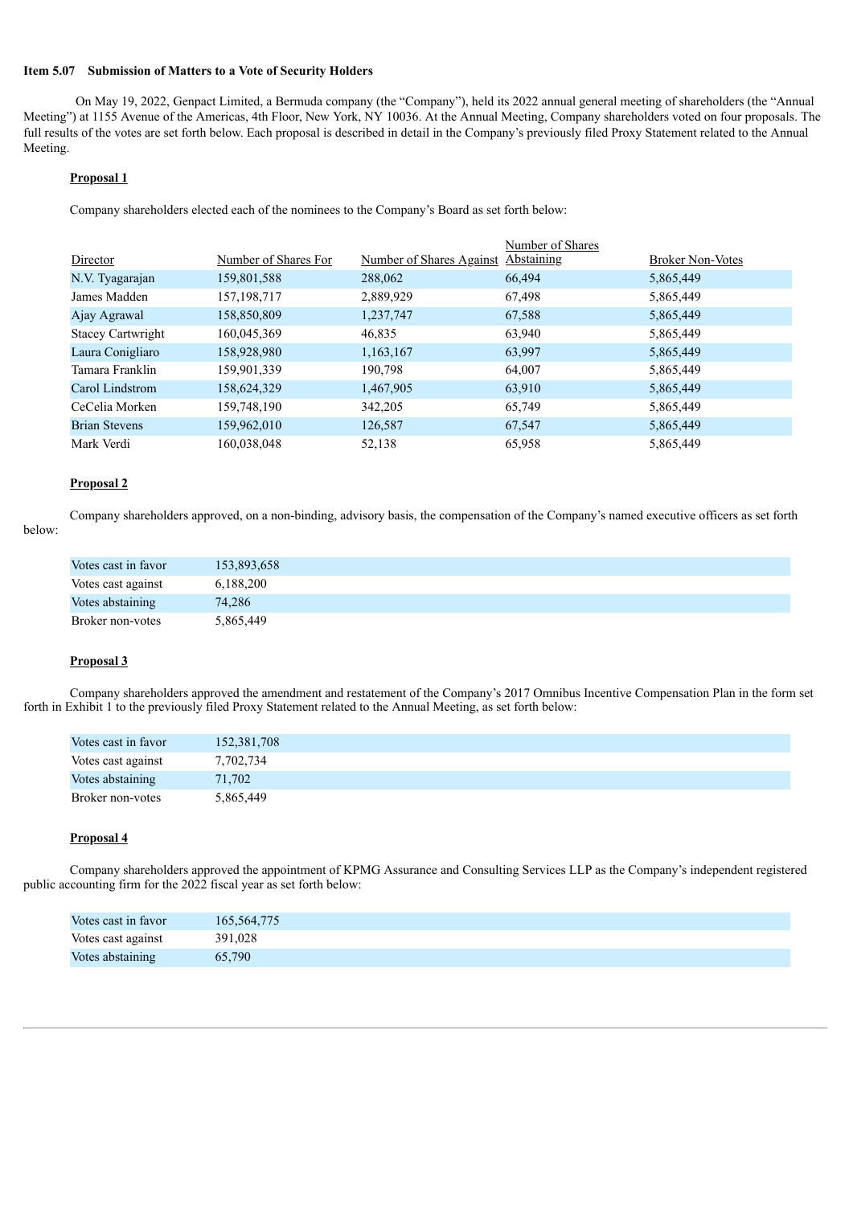**Item 5.07 Submission of Matters to a Vote of Security Holders**

On May 19, 2022, Genpact Limited, a Bermuda company (the "Company"), held its 2022 annual general meeting of shareholders (the "Annual Meeting") at 1155 Avenue of the Americas, 4th Floor, New York, NY 10036. At the Annual Meeting, Company shareholders voted on four proposals. The full results of the votes are set forth below. Each proposal is described in detail in the Company's previously filed Proxy Statement related to the Annual Meeting.

**Proposal 1**

Company shareholders elected each of the nominees to the Company's Board as set forth below:

| Director | Number of Shares For | Number of Shares Against | Number of Shares Abstaining | Broker Non-Votes |
|---|---|---|---|---|
| N.V. Tyagarajan | 159,801,588 | 288,062 | 66,494 | 5,865,449 |
| James Madden | 157,198,717 | 2,889,929 | 67,498 | 5,865,449 |
| Ajay Agrawal | 158,850,809 | 1,237,747 | 67,588 | 5,865,449 |
| Stacey Cartwright | 160,045,369 | 46,835 | 63,940 | 5,865,449 |
| Laura Conigliaro | 158,928,980 | 1,163,167 | 63,997 | 5,865,449 |
| Tamara Franklin | 159,901,339 | 190,798 | 64,007 | 5,865,449 |
| Carol Lindstrom | 158,624,329 | 1,467,905 | 63,910 | 5,865,449 |
| CeCelia Morken | 159,748,190 | 342,205 | 65,749 | 5,865,449 |
| Brian Stevens | 159,962,010 | 126,587 | 67,547 | 5,865,449 |
| Mark Verdi | 160,038,048 | 52,138 | 65,958 | 5,865,449 |

**Proposal 2**

Company shareholders approved, on a non-binding, advisory basis, the compensation of the Company's named executive officers as set forth below:

| | |
|---|---|
| Votes cast in favor | 153,893,658 |
| Votes cast against | 6,188,200 |
| Votes abstaining | 74,286 |
| Broker non-votes | 5,865,449 |

**Proposal 3**

Company shareholders approved the amendment and restatement of the Company's 2017 Omnibus Incentive Compensation Plan in the form set forth in Exhibit 1 to the previously filed Proxy Statement related to the Annual Meeting, as set forth below:

| | |
|---|---|
| Votes cast in favor | 152,381,708 |
| Votes cast against | 7,702,734 |
| Votes abstaining | 71,702 |
| Broker non-votes | 5,865,449 |

**Proposal 4**

Company shareholders approved the appointment of KPMG Assurance and Consulting Services LLP as the Company's independent registered public accounting firm for the 2022 fiscal year as set forth below:

| | |
|---|---|
| Votes cast in favor | 165,564,775 |
| Votes cast against | 391,028 |
| Votes abstaining | 65,790 |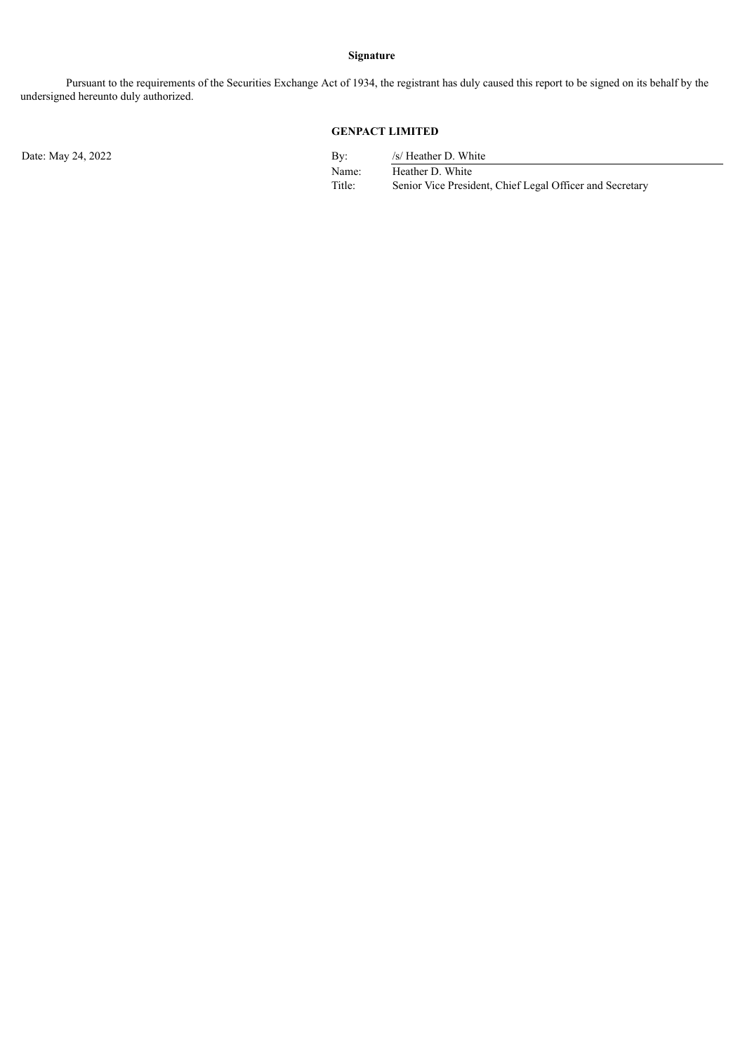**Signature**

Pursuant to the requirements of the Securities Exchange Act of 1934, the registrant has duly caused this report to be signed on its behalf by the undersigned hereunto duly authorized.

**GENPACT LIMITED**

| | | |
|---|---|---|
| Date: May 24, 2022 | By: | /s/ Heather D. White |
| | Name: | Heather D. White |
| | Title: | Senior Vice President, Chief Legal Officer and Secretary |